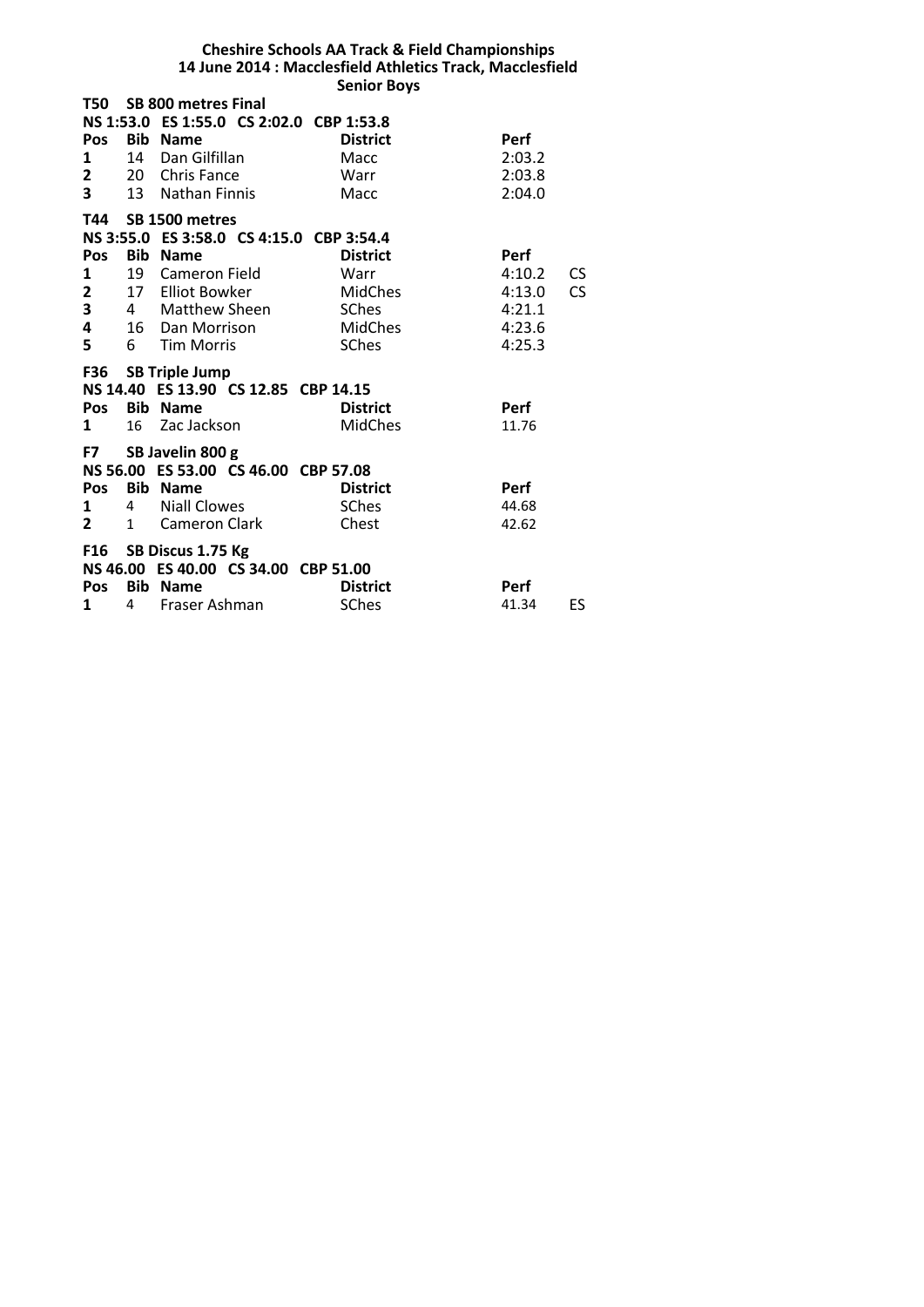# Cheshire Schools AA Track & Field Championships

## 14 June 2014 : Macclesfield Athletics Track, Macclesfield

### Senior Boys

**T50 SB 800 metres Final**

**NS 1:53.0 ES 1:55.0 CS 2:02.0 CBP 1:53.8**

| Pos | Bib | Name | District | Perf | |
|---|---|---|---|---|---|
| 1 | 14 | Dan Gilfillan | Macc | 2:03.2 | |
| 2 | 20 | Chris Fance | Warr | 2:03.8 | |
| 3 | 13 | Nathan Finnis | Macc | 2:04.0 | |

**T44 SB 1500 metres**

**NS 3:55.0 ES 3:58.0 CS 4:15.0 CBP 3:54.4**

| Pos | Bib | Name | District | Perf | |
|---|---|---|---|---|---|
| 1 | 19 | Cameron Field | Warr | 4:10.2 | CS |
| 2 | 17 | Elliot Bowker | MidChes | 4:13.0 | CS |
| 3 | 4 | Matthew Sheen | SChes | 4:21.1 | |
| 4 | 16 | Dan Morrison | MidChes | 4:23.6 | |
| 5 | 6 | Tim Morris | SChes | 4:25.3 | |

**F36 SB Triple Jump**

**NS 14.40 ES 13.90 CS 12.85 CBP 14.15**

| Pos | Bib | Name | District | Perf | |
|---|---|---|---|---|---|
| 1 | 16 | Zac Jackson | MidChes | 11.76 | |

**F7 SB Javelin 800 g**

**NS 56.00 ES 53.00 CS 46.00 CBP 57.08**

| Pos | Bib | Name | District | Perf | |
|---|---|---|---|---|---|
| 1 | 4 | Niall Clowes | SChes | 44.68 | |
| 2 | 1 | Cameron Clark | Chest | 42.62 | |

**F16 SB Discus 1.75 Kg**

**NS 46.00 ES 40.00 CS 34.00 CBP 51.00**

| Pos | Bib | Name | District | Perf | |
|---|---|---|---|---|---|
| 1 | 4 | Fraser Ashman | SChes | 41.34 | ES |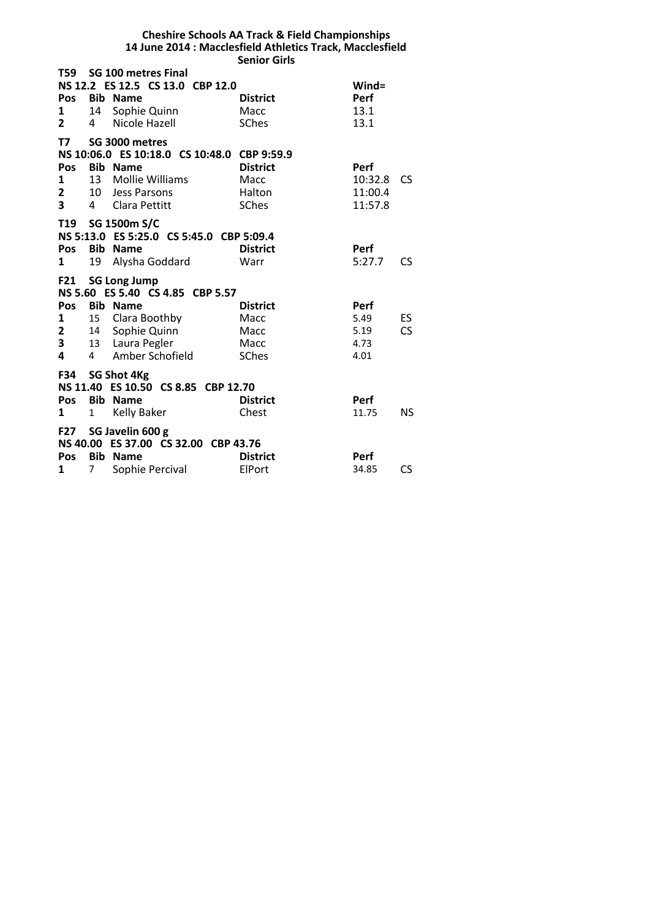**Cheshire Schools AA Track & Field Championships**
**14 June 2014 : Macclesfield Athletics Track, Macclesfield**
**Senior Girls**

**T59 SG 100 metres Final**
**NS 12.2 ES 12.5 CS 13.0 CBP 12.0**

| Pos | Bib | Name | District | Wind= Perf | |
|---|---|---|---|---|---|
| 1 | 14 | Sophie Quinn | Macc | 13.1 | |
| 2 | 4 | Nicole Hazell | SChes | 13.1 | |

**T7 SG 3000 metres**
**NS 10:06.0 ES 10:18.0 CS 10:48.0 CBP 9:59.9**

| Pos | Bib | Name | District | Perf | |
|---|---|---|---|---|---|
| 1 | 13 | Mollie Williams | Macc | 10:32.8 | CS |
| 2 | 10 | Jess Parsons | Halton | 11:00.4 | |
| 3 | 4 | Clara Pettitt | SChes | 11:57.8 | |

**T19 SG 1500m S/C**
**NS 5:13.0 ES 5:25.0 CS 5:45.0 CBP 5:09.4**

| Pos | Bib | Name | District | Perf | |
|---|---|---|---|---|---|
| 1 | 19 | Alysha Goddard | Warr | 5:27.7 | CS |

**F21 SG Long Jump**
**NS 5.60 ES 5.40 CS 4.85 CBP 5.57**

| Pos | Bib | Name | District | Perf | |
|---|---|---|---|---|---|
| 1 | 15 | Clara Boothby | Macc | 5.49 | ES |
| 2 | 14 | Sophie Quinn | Macc | 5.19 | CS |
| 3 | 13 | Laura Pegler | Macc | 4.73 | |
| 4 | 4 | Amber Schofield | SChes | 4.01 | |

**F34 SG Shot 4Kg**
**NS 11.40 ES 10.50 CS 8.85 CBP 12.70**

| Pos | Bib | Name | District | Perf | |
|---|---|---|---|---|---|
| 1 | 1 | Kelly Baker | Chest | 11.75 | NS |

**F27 SG Javelin 600 g**
**NS 40.00 ES 37.00 CS 32.00 CBP 43.76**

| Pos | Bib | Name | District | Perf | |
|---|---|---|---|---|---|
| 1 | 7 | Sophie Percival | ElPort | 34.85 | CS |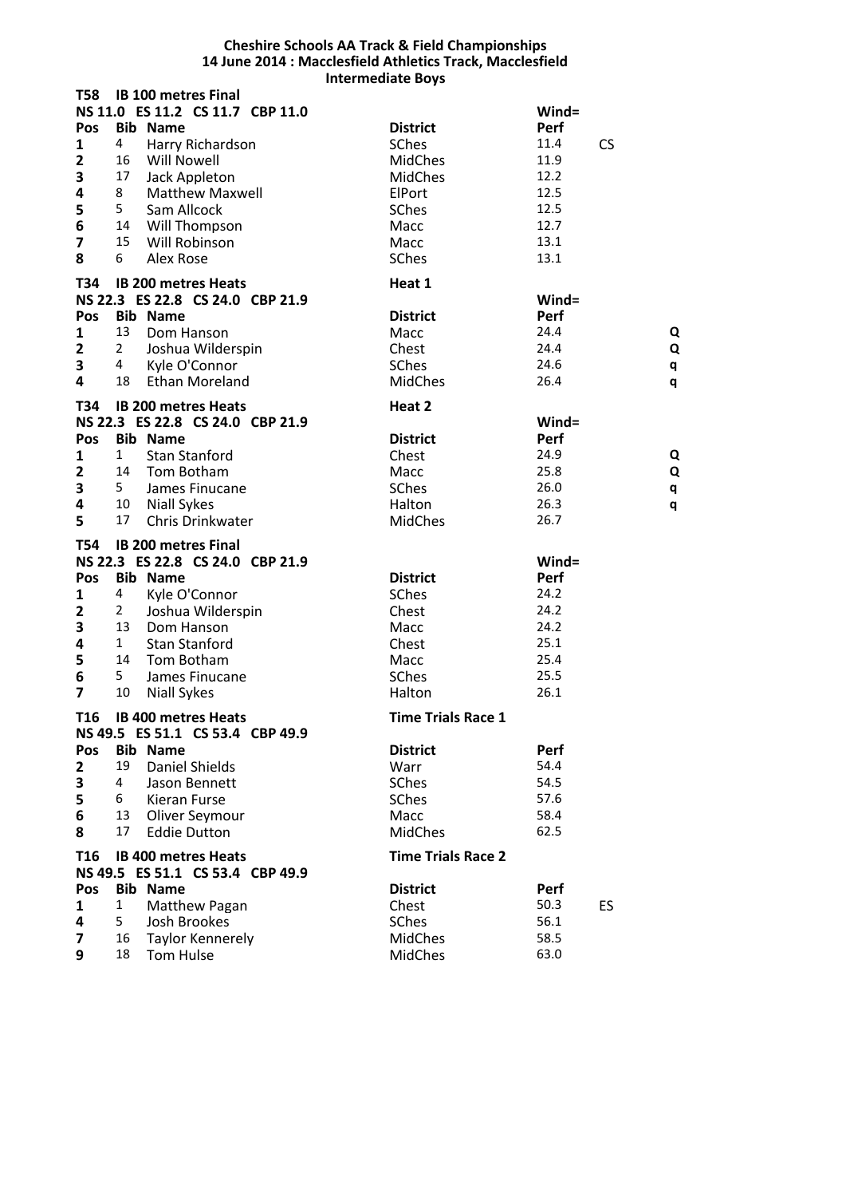**Cheshire Schools AA Track & Field Championships**
**14 June 2014 : Macclesfield Athletics Track, Macclesfield**
**Intermediate Boys**

**T58 IB 100 metres Final**

**NS 11.0 ES 11.2 CS 11.7 CBP 11.0** — **Wind=**

| Pos | Bib | Name | District | Perf | |
|---|---|---|---|---|---|
| 1 | 4 | Harry Richardson | SChes | 11.4 | CS |
| 2 | 16 | Will Nowell | MidChes | 11.9 | |
| 3 | 17 | Jack Appleton | MidChes | 12.2 | |
| 4 | 8 | Matthew Maxwell | ElPort | 12.5 | |
| 5 | 5 | Sam Allcock | SChes | 12.5 | |
| 6 | 14 | Will Thompson | Macc | 12.7 | |
| 7 | 15 | Will Robinson | Macc | 13.1 | |
| 8 | 6 | Alex Rose | SChes | 13.1 | |

**T34 IB 200 metres Heats** — **Heat 1**

**NS 22.3 ES 22.8 CS 24.0 CBP 21.9** — **Wind=**

| Pos | Bib | Name | District | Perf | |
|---|---|---|---|---|---|
| 1 | 13 | Dom Hanson | Macc | 24.4 | Q |
| 2 | 2 | Joshua Wilderspin | Chest | 24.4 | Q |
| 3 | 4 | Kyle O'Connor | SChes | 24.6 | q |
| 4 | 18 | Ethan Moreland | MidChes | 26.4 | q |

**T34 IB 200 metres Heats** — **Heat 2**

**NS 22.3 ES 22.8 CS 24.0 CBP 21.9** — **Wind=**

| Pos | Bib | Name | District | Perf | |
|---|---|---|---|---|---|
| 1 | 1 | Stan Stanford | Chest | 24.9 | Q |
| 2 | 14 | Tom Botham | Macc | 25.8 | Q |
| 3 | 5 | James Finucane | SChes | 26.0 | q |
| 4 | 10 | Niall Sykes | Halton | 26.3 | q |
| 5 | 17 | Chris Drinkwater | MidChes | 26.7 | |

**T54 IB 200 metres Final**

**NS 22.3 ES 22.8 CS 24.0 CBP 21.9** — **Wind=**

| Pos | Bib | Name | District | Perf |
|---|---|---|---|---|
| 1 | 4 | Kyle O'Connor | SChes | 24.2 |
| 2 | 2 | Joshua Wilderspin | Chest | 24.2 |
| 3 | 13 | Dom Hanson | Macc | 24.2 |
| 4 | 1 | Stan Stanford | Chest | 25.1 |
| 5 | 14 | Tom Botham | Macc | 25.4 |
| 6 | 5 | James Finucane | SChes | 25.5 |
| 7 | 10 | Niall Sykes | Halton | 26.1 |

**T16 IB 400 metres Heats** — **Time Trials Race 1**

**NS 49.5 ES 51.1 CS 53.4 CBP 49.9**

| Pos | Bib | Name | District | Perf |
|---|---|---|---|---|
| 2 | 19 | Daniel Shields | Warr | 54.4 |
| 3 | 4 | Jason Bennett | SChes | 54.5 |
| 5 | 6 | Kieran Furse | SChes | 57.6 |
| 6 | 13 | Oliver Seymour | Macc | 58.4 |
| 8 | 17 | Eddie Dutton | MidChes | 62.5 |

**T16 IB 400 metres Heats** — **Time Trials Race 2**

**NS 49.5 ES 51.1 CS 53.4 CBP 49.9**

| Pos | Bib | Name | District | Perf | |
|---|---|---|---|---|---|
| 1 | 1 | Matthew Pagan | Chest | 50.3 | ES |
| 4 | 5 | Josh Brookes | SChes | 56.1 | |
| 7 | 16 | Taylor Kennerely | MidChes | 58.5 | |
| 9 | 18 | Tom Hulse | MidChes | 63.0 | |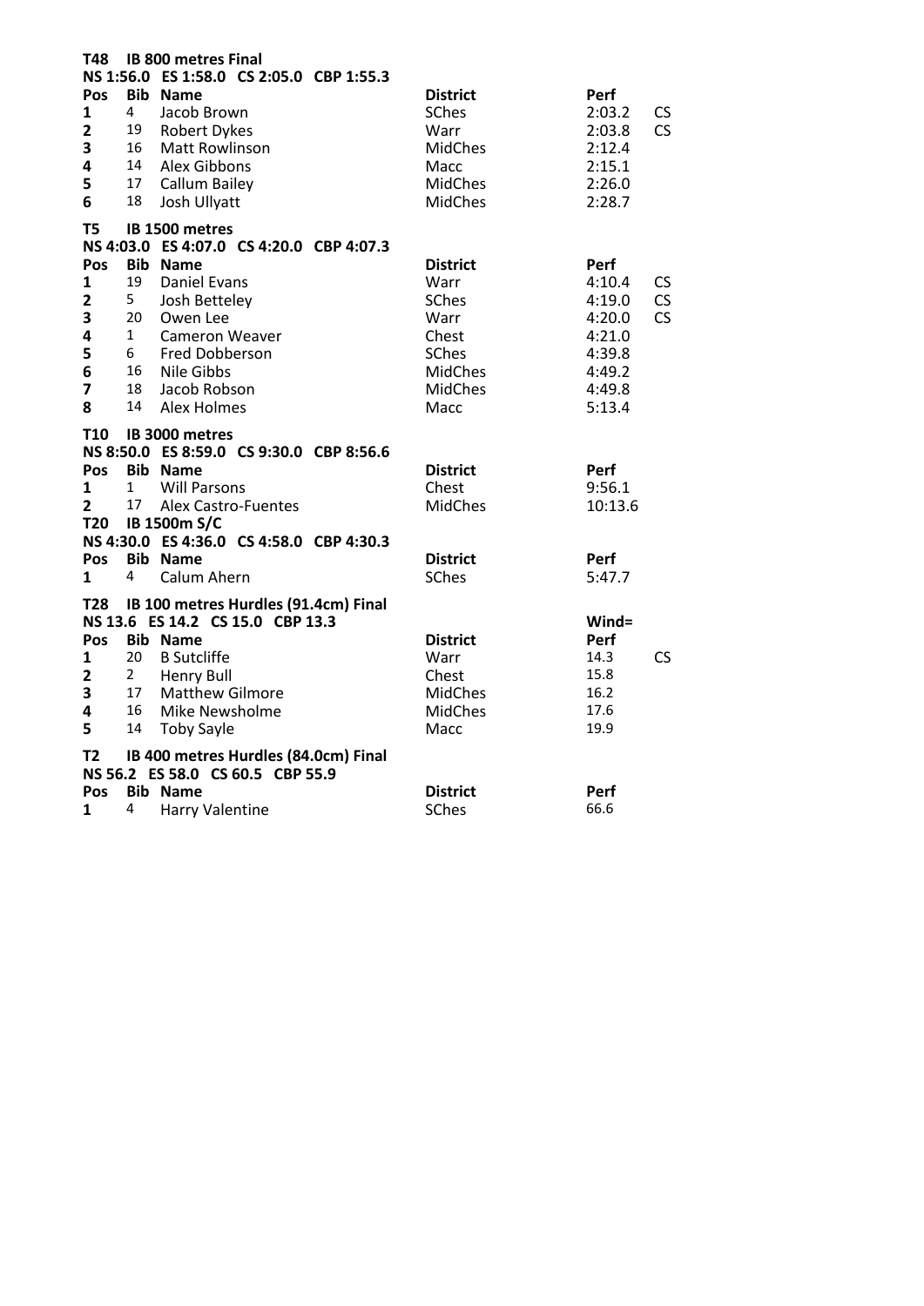**T48 IB 800 metres Final**
**NS 1:56.0 ES 1:58.0 CS 2:05.0 CBP 1:55.3**

| Pos | Bib | Name | District | Perf | |
|---|---|---|---|---|---|
| 1 | 4 | Jacob Brown | SChes | 2:03.2 | CS |
| 2 | 19 | Robert Dykes | Warr | 2:03.8 | CS |
| 3 | 16 | Matt Rowlinson | MidChes | 2:12.4 | |
| 4 | 14 | Alex Gibbons | Macc | 2:15.1 | |
| 5 | 17 | Callum Bailey | MidChes | 2:26.0 | |
| 6 | 18 | Josh Ullyatt | MidChes | 2:28.7 | |

**T5 IB 1500 metres**
**NS 4:03.0 ES 4:07.0 CS 4:20.0 CBP 4:07.3**

| Pos | Bib | Name | District | Perf | |
|---|---|---|---|---|---|
| 1 | 19 | Daniel Evans | Warr | 4:10.4 | CS |
| 2 | 5 | Josh Betteley | SChes | 4:19.0 | CS |
| 3 | 20 | Owen Lee | Warr | 4:20.0 | CS |
| 4 | 1 | Cameron Weaver | Chest | 4:21.0 | |
| 5 | 6 | Fred Dobberson | SChes | 4:39.8 | |
| 6 | 16 | Nile Gibbs | MidChes | 4:49.2 | |
| 7 | 18 | Jacob Robson | MidChes | 4:49.8 | |
| 8 | 14 | Alex Holmes | Macc | 5:13.4 | |

**T10 IB 3000 metres**
**NS 8:50.0 ES 8:59.0 CS 9:30.0 CBP 8:56.6**

| Pos | Bib | Name | District | Perf |
|---|---|---|---|---|
| 1 | 1 | Will Parsons | Chest | 9:56.1 |
| 2 | 17 | Alex Castro-Fuentes | MidChes | 10:13.6 |

**T20 IB 1500m S/C**
**NS 4:30.0 ES 4:36.0 CS 4:58.0 CBP 4:30.3**

| Pos | Bib | Name | District | Perf |
|---|---|---|---|---|
| 1 | 4 | Calum Ahern | SChes | 5:47.7 |

**T28 IB 100 metres Hurdles (91.4cm) Final**
**NS 13.6 ES 14.2 CS 15.0 CBP 13.3** Wind=

| Pos | Bib | Name | District | Perf | |
|---|---|---|---|---|---|
| 1 | 20 | B Sutcliffe | Warr | 14.3 | CS |
| 2 | 2 | Henry Bull | Chest | 15.8 | |
| 3 | 17 | Matthew Gilmore | MidChes | 16.2 | |
| 4 | 16 | Mike Newsholme | MidChes | 17.6 | |
| 5 | 14 | Toby Sayle | Macc | 19.9 | |

**T2 IB 400 metres Hurdles (84.0cm) Final**
**NS 56.2 ES 58.0 CS 60.5 CBP 55.9**

| Pos | Bib | Name | District | Perf |
|---|---|---|---|---|
| 1 | 4 | Harry Valentine | SChes | 66.6 |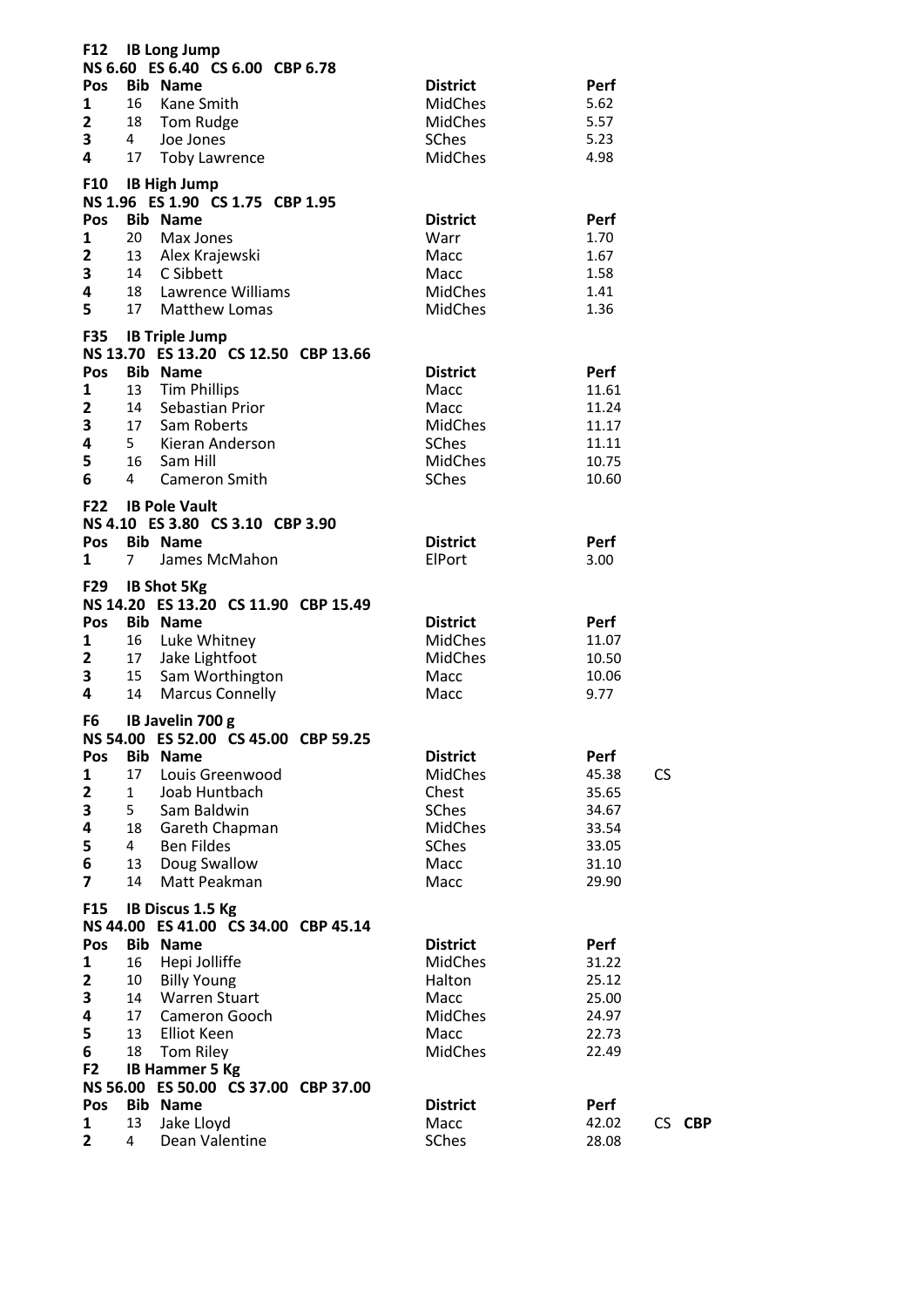## F12 IB Long Jump

NS 6.60 ES 6.40 CS 6.00 CBP 6.78

| Pos | Bib | Name | District | Perf |
|---|---|---|---|---|
| 1 | 16 | Kane Smith | MidChes | 5.62 |
| 2 | 18 | Tom Rudge | MidChes | 5.57 |
| 3 | 4 | Joe Jones | SChes | 5.23 |
| 4 | 17 | Toby Lawrence | MidChes | 4.98 |

## F10 IB High Jump

NS 1.96 ES 1.90 CS 1.75 CBP 1.95

| Pos | Bib | Name | District | Perf |
|---|---|---|---|---|
| 1 | 20 | Max Jones | Warr | 1.70 |
| 2 | 13 | Alex Krajewski | Macc | 1.67 |
| 3 | 14 | C Sibbett | Macc | 1.58 |
| 4 | 18 | Lawrence Williams | MidChes | 1.41 |
| 5 | 17 | Matthew Lomas | MidChes | 1.36 |

## F35 IB Triple Jump

NS 13.70 ES 13.20 CS 12.50 CBP 13.66

| Pos | Bib | Name | District | Perf |
|---|---|---|---|---|
| 1 | 13 | Tim Phillips | Macc | 11.61 |
| 2 | 14 | Sebastian Prior | Macc | 11.24 |
| 3 | 17 | Sam Roberts | MidChes | 11.17 |
| 4 | 5 | Kieran Anderson | SChes | 11.11 |
| 5 | 16 | Sam Hill | MidChes | 10.75 |
| 6 | 4 | Cameron Smith | SChes | 10.60 |

## F22 IB Pole Vault

NS 4.10 ES 3.80 CS 3.10 CBP 3.90

| Pos | Bib | Name | District | Perf |
|---|---|---|---|---|
| 1 | 7 | James McMahon | ElPort | 3.00 |

## F29 IB Shot 5Kg

NS 14.20 ES 13.20 CS 11.90 CBP 15.49

| Pos | Bib | Name | District | Perf |
|---|---|---|---|---|
| 1 | 16 | Luke Whitney | MidChes | 11.07 |
| 2 | 17 | Jake Lightfoot | MidChes | 10.50 |
| 3 | 15 | Sam Worthington | Macc | 10.06 |
| 4 | 14 | Marcus Connelly | Macc | 9.77 |

## F6 IB Javelin 700 g

NS 54.00 ES 52.00 CS 45.00 CBP 59.25

| Pos | Bib | Name | District | Perf | |
|---|---|---|---|---|---|
| 1 | 17 | Louis Greenwood | MidChes | 45.38 | CS |
| 2 | 1 | Joab Huntbach | Chest | 35.65 | |
| 3 | 5 | Sam Baldwin | SChes | 34.67 | |
| 4 | 18 | Gareth Chapman | MidChes | 33.54 | |
| 5 | 4 | Ben Fildes | SChes | 33.05 | |
| 6 | 13 | Doug Swallow | Macc | 31.10 | |
| 7 | 14 | Matt Peakman | Macc | 29.90 | |

## F15 IB Discus 1.5 Kg

NS 44.00 ES 41.00 CS 34.00 CBP 45.14

| Pos | Bib | Name | District | Perf |
|---|---|---|---|---|
| 1 | 16 | Hepi Jolliffe | MidChes | 31.22 |
| 2 | 10 | Billy Young | Halton | 25.12 |
| 3 | 14 | Warren Stuart | Macc | 25.00 |
| 4 | 17 | Cameron Gooch | MidChes | 24.97 |
| 5 | 13 | Elliot Keen | Macc | 22.73 |
| 6 | 18 | Tom Riley | MidChes | 22.49 |

## F2 IB Hammer 5 Kg

NS 56.00 ES 50.00 CS 37.00 CBP 37.00

| Pos | Bib | Name | District | Perf | |
|---|---|---|---|---|---|
| 1 | 13 | Jake Lloyd | Macc | 42.02 | CS **CBP** |
| 2 | 4 | Dean Valentine | SChes | 28.08 | |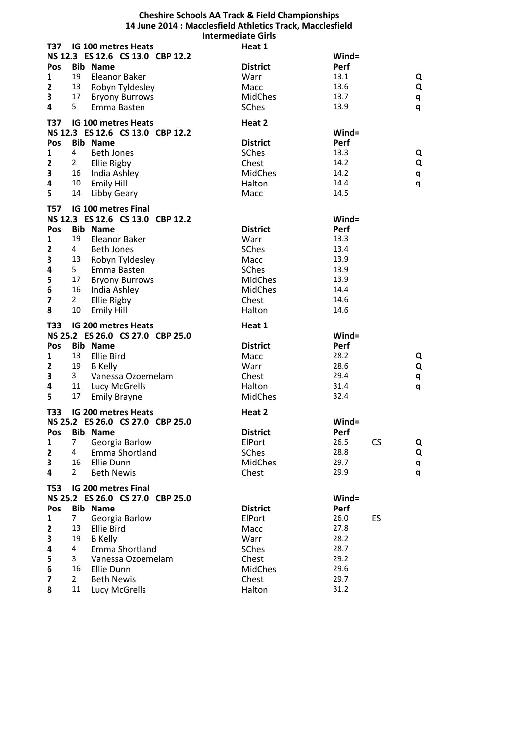**Cheshire Schools AA Track & Field Championships**
**14 June 2014 : Macclesfield Athletics Track, Macclesfield**
**Intermediate Girls**

### T37 IG 100 metres Heats — Heat 1

NS 12.3 ES 12.6 CS 13.0 CBP 12.2 — Wind=

| Pos | Bib | Name | District | Perf | | |
|---|---|---|---|---|---|---|
| 1 | 19 | Eleanor Baker | Warr | 13.1 | | Q |
| 2 | 13 | Robyn Tyldesley | Macc | 13.6 | | Q |
| 3 | 17 | Bryony Burrows | MidChes | 13.7 | | q |
| 4 | 5 | Emma Basten | SChes | 13.9 | | q |

### T37 IG 100 metres Heats — Heat 2

NS 12.3 ES 12.6 CS 13.0 CBP 12.2 — Wind=

| Pos | Bib | Name | District | Perf | | |
|---|---|---|---|---|---|---|
| 1 | 4 | Beth Jones | SChes | 13.3 | | Q |
| 2 | 2 | Ellie Rigby | Chest | 14.2 | | Q |
| 3 | 16 | India Ashley | MidChes | 14.2 | | q |
| 4 | 10 | Emily Hill | Halton | 14.4 | | q |
| 5 | 14 | Libby Geary | Macc | 14.5 | | |

### T57 IG 100 metres Final

NS 12.3 ES 12.6 CS 13.0 CBP 12.2 — Wind=

| Pos | Bib | Name | District | Perf |
|---|---|---|---|---|
| 1 | 19 | Eleanor Baker | Warr | 13.3 |
| 2 | 4 | Beth Jones | SChes | 13.4 |
| 3 | 13 | Robyn Tyldesley | Macc | 13.9 |
| 4 | 5 | Emma Basten | SChes | 13.9 |
| 5 | 17 | Bryony Burrows | MidChes | 13.9 |
| 6 | 16 | India Ashley | MidChes | 14.4 |
| 7 | 2 | Ellie Rigby | Chest | 14.6 |
| 8 | 10 | Emily Hill | Halton | 14.6 |

### T33 IG 200 metres Heats — Heat 1

NS 25.2 ES 26.0 CS 27.0 CBP 25.0 — Wind=

| Pos | Bib | Name | District | Perf | | |
|---|---|---|---|---|---|---|
| 1 | 13 | Ellie Bird | Macc | 28.2 | | Q |
| 2 | 19 | B Kelly | Warr | 28.6 | | Q |
| 3 | 3 | Vanessa Ozoemelam | Chest | 29.4 | | q |
| 4 | 11 | Lucy McGrells | Halton | 31.4 | | q |
| 5 | 17 | Emily Brayne | MidChes | 32.4 | | |

### T33 IG 200 metres Heats — Heat 2

NS 25.2 ES 26.0 CS 27.0 CBP 25.0 — Wind=

| Pos | Bib | Name | District | Perf | | |
|---|---|---|---|---|---|---|
| 1 | 7 | Georgia Barlow | ElPort | 26.5 | CS | Q |
| 2 | 4 | Emma Shortland | SChes | 28.8 | | Q |
| 3 | 16 | Ellie Dunn | MidChes | 29.7 | | q |
| 4 | 2 | Beth Newis | Chest | 29.9 | | q |

### T53 IG 200 metres Final

NS 25.2 ES 26.0 CS 27.0 CBP 25.0 — Wind=

| Pos | Bib | Name | District | Perf | |
|---|---|---|---|---|---|
| 1 | 7 | Georgia Barlow | ElPort | 26.0 | ES |
| 2 | 13 | Ellie Bird | Macc | 27.8 | |
| 3 | 19 | B Kelly | Warr | 28.2 | |
| 4 | 4 | Emma Shortland | SChes | 28.7 | |
| 5 | 3 | Vanessa Ozoemelam | Chest | 29.2 | |
| 6 | 16 | Ellie Dunn | MidChes | 29.6 | |
| 7 | 2 | Beth Newis | Chest | 29.7 | |
| 8 | 11 | Lucy McGrells | Halton | 31.2 | |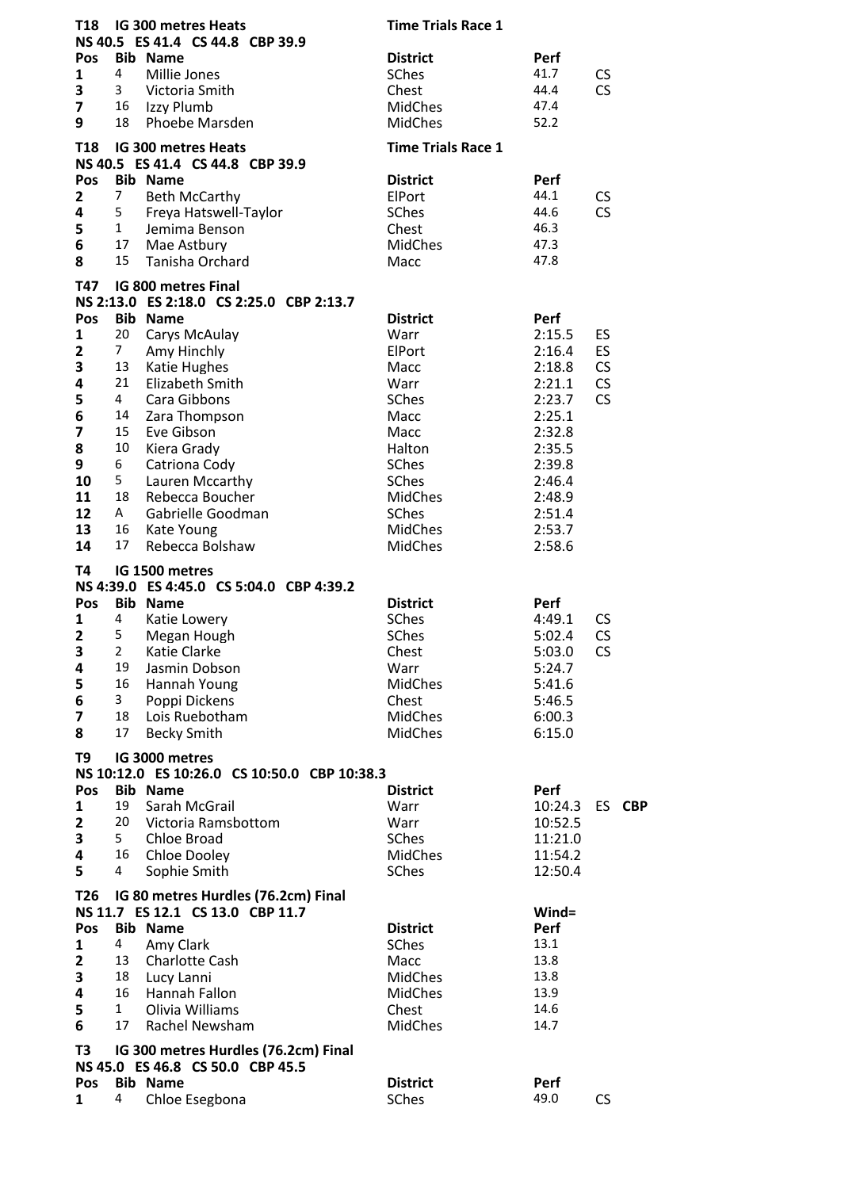**T18 IG 300 metres Heats** **Time Trials Race 1**

NS 40.5 ES 41.4 CS 44.8 CBP 39.9

| Pos | Bib | Name | District | Perf | |
|---|---|---|---|---|---|
| 1 | 4 | Millie Jones | SChes | 41.7 | CS |
| 3 | 3 | Victoria Smith | Chest | 44.4 | CS |
| 7 | 16 | Izzy Plumb | MidChes | 47.4 | |
| 9 | 18 | Phoebe Marsden | MidChes | 52.2 | |

**T18 IG 300 metres Heats** **Time Trials Race 1**

NS 40.5 ES 41.4 CS 44.8 CBP 39.9

| Pos | Bib | Name | District | Perf | |
|---|---|---|---|---|---|
| 2 | 7 | Beth McCarthy | ElPort | 44.1 | CS |
| 4 | 5 | Freya Hatswell-Taylor | SChes | 44.6 | CS |
| 5 | 1 | Jemima Benson | Chest | 46.3 | |
| 6 | 17 | Mae Astbury | MidChes | 47.3 | |
| 8 | 15 | Tanisha Orchard | Macc | 47.8 | |

**T47 IG 800 metres Final**

NS 2:13.0 ES 2:18.0 CS 2:25.0 CBP 2:13.7

| Pos | Bib | Name | District | Perf | |
|---|---|---|---|---|---|
| 1 | 20 | Carys McAulay | Warr | 2:15.5 | ES |
| 2 | 7 | Amy Hinchly | ElPort | 2:16.4 | ES |
| 3 | 13 | Katie Hughes | Macc | 2:18.8 | CS |
| 4 | 21 | Elizabeth Smith | Warr | 2:21.1 | CS |
| 5 | 4 | Cara Gibbons | SChes | 2:23.7 | CS |
| 6 | 14 | Zara Thompson | Macc | 2:25.1 | |
| 7 | 15 | Eve Gibson | Macc | 2:32.8 | |
| 8 | 10 | Kiera Grady | Halton | 2:35.5 | |
| 9 | 6 | Catriona Cody | SChes | 2:39.8 | |
| 10 | 5 | Lauren Mccarthy | SChes | 2:46.4 | |
| 11 | 18 | Rebecca Boucher | MidChes | 2:48.9 | |
| 12 | A | Gabrielle Goodman | SChes | 2:51.4 | |
| 13 | 16 | Kate Young | MidChes | 2:53.7 | |
| 14 | 17 | Rebecca Bolshaw | MidChes | 2:58.6 | |

**T4 IG 1500 metres**

NS 4:39.0 ES 4:45.0 CS 5:04.0 CBP 4:39.2

| Pos | Bib | Name | District | Perf | |
|---|---|---|---|---|---|
| 1 | 4 | Katie Lowery | SChes | 4:49.1 | CS |
| 2 | 5 | Megan Hough | SChes | 5:02.4 | CS |
| 3 | 2 | Katie Clarke | Chest | 5:03.0 | CS |
| 4 | 19 | Jasmin Dobson | Warr | 5:24.7 | |
| 5 | 16 | Hannah Young | MidChes | 5:41.6 | |
| 6 | 3 | Poppi Dickens | Chest | 5:46.5 | |
| 7 | 18 | Lois Ruebotham | MidChes | 6:00.3 | |
| 8 | 17 | Becky Smith | MidChes | 6:15.0 | |

**T9 IG 3000 metres**

NS 10:12.0 ES 10:26.0 CS 10:50.0 CBP 10:38.3

| Pos | Bib | Name | District | Perf | |
|---|---|---|---|---|---|
| 1 | 19 | Sarah McGrail | Warr | 10:24.3 | ES **CBP** |
| 2 | 20 | Victoria Ramsbottom | Warr | 10:52.5 | |
| 3 | 5 | Chloe Broad | SChes | 11:21.0 | |
| 4 | 16 | Chloe Dooley | MidChes | 11:54.2 | |
| 5 | 4 | Sophie Smith | SChes | 12:50.4 | |

**T26 IG 80 metres Hurdles (76.2cm) Final**

NS 11.7 ES 12.1 CS 13.0 CBP 11.7 — **Wind=**

| Pos | Bib | Name | District | Perf |
|---|---|---|---|---|
| 1 | 4 | Amy Clark | SChes | 13.1 |
| 2 | 13 | Charlotte Cash | Macc | 13.8 |
| 3 | 18 | Lucy Lanni | MidChes | 13.8 |
| 4 | 16 | Hannah Fallon | MidChes | 13.9 |
| 5 | 1 | Olivia Williams | Chest | 14.6 |
| 6 | 17 | Rachel Newsham | MidChes | 14.7 |

**T3 IG 300 metres Hurdles (76.2cm) Final**

NS 45.0 ES 46.8 CS 50.0 CBP 45.5

| Pos | Bib | Name | District | Perf | |
|---|---|---|---|---|---|
| 1 | 4 | Chloe Esegbona | SChes | 49.0 | CS |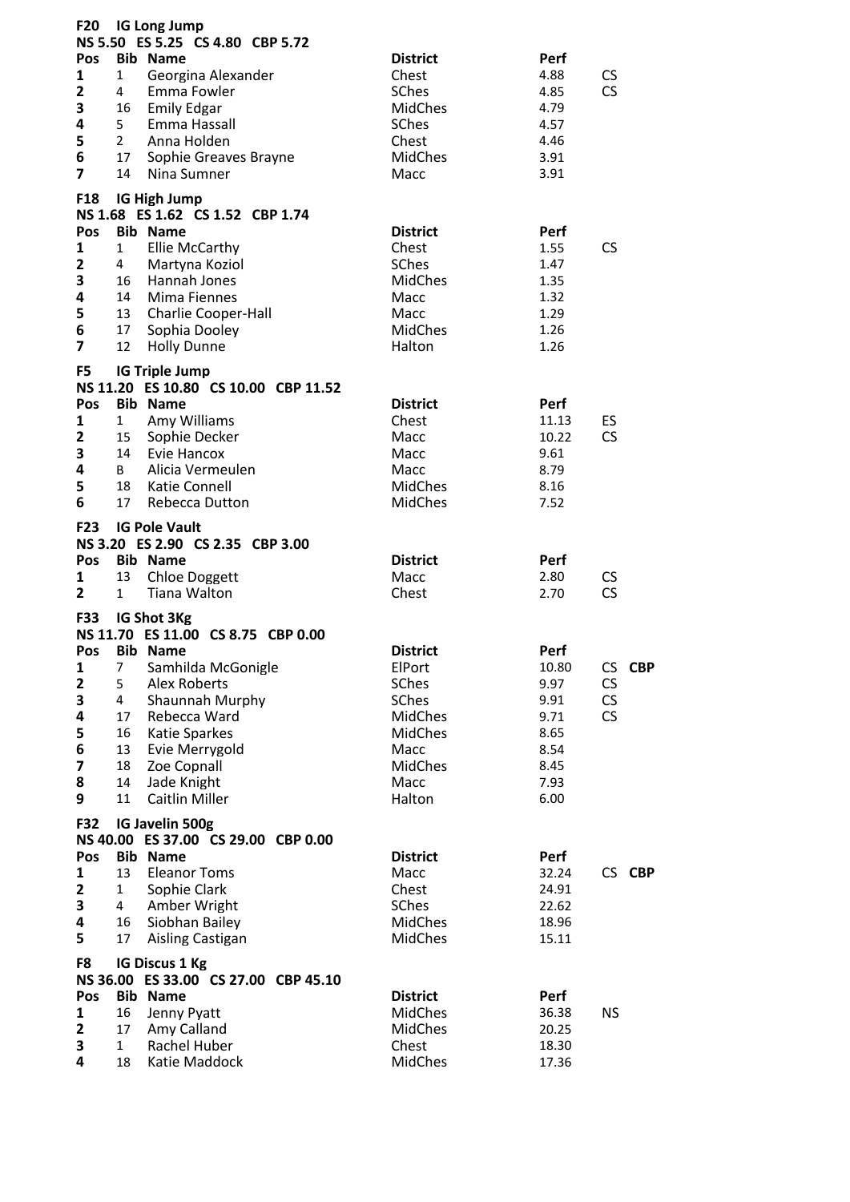## F20 IG Long Jump

NS 5.50 ES 5.25 CS 4.80 CBP 5.72

| Pos | Bib | Name | District | Perf | |
|---|---|---|---|---|---|
| 1 | 1 | Georgina Alexander | Chest | 4.88 | CS |
| 2 | 4 | Emma Fowler | SChes | 4.85 | CS |
| 3 | 16 | Emily Edgar | MidChes | 4.79 | |
| 4 | 5 | Emma Hassall | SChes | 4.57 | |
| 5 | 2 | Anna Holden | Chest | 4.46 | |
| 6 | 17 | Sophie Greaves Brayne | MidChes | 3.91 | |
| 7 | 14 | Nina Sumner | Macc | 3.91 | |

## F18 IG High Jump

NS 1.68 ES 1.62 CS 1.52 CBP 1.74

| Pos | Bib | Name | District | Perf | |
|---|---|---|---|---|---|
| 1 | 1 | Ellie McCarthy | Chest | 1.55 | CS |
| 2 | 4 | Martyna Koziol | SChes | 1.47 | |
| 3 | 16 | Hannah Jones | MidChes | 1.35 | |
| 4 | 14 | Mima Fiennes | Macc | 1.32 | |
| 5 | 13 | Charlie Cooper-Hall | Macc | 1.29 | |
| 6 | 17 | Sophia Dooley | MidChes | 1.26 | |
| 7 | 12 | Holly Dunne | Halton | 1.26 | |

## F5 IG Triple Jump

NS 11.20 ES 10.80 CS 10.00 CBP 11.52

| Pos | Bib | Name | District | Perf | |
|---|---|---|---|---|---|
| 1 | 1 | Amy Williams | Chest | 11.13 | ES |
| 2 | 15 | Sophie Decker | Macc | 10.22 | CS |
| 3 | 14 | Evie Hancox | Macc | 9.61 | |
| 4 | B | Alicia Vermeulen | Macc | 8.79 | |
| 5 | 18 | Katie Connell | MidChes | 8.16 | |
| 6 | 17 | Rebecca Dutton | MidChes | 7.52 | |

## F23 IG Pole Vault

NS 3.20 ES 2.90 CS 2.35 CBP 3.00

| Pos | Bib | Name | District | Perf | |
|---|---|---|---|---|---|
| 1 | 13 | Chloe Doggett | Macc | 2.80 | CS |
| 2 | 1 | Tiana Walton | Chest | 2.70 | CS |

## F33 IG Shot 3Kg

NS 11.70 ES 11.00 CS 8.75 CBP 0.00

| Pos | Bib | Name | District | Perf | | |
|---|---|---|---|---|---|---|
| 1 | 7 | Samhilda McGonigle | ElPort | 10.80 | CS | **CBP** |
| 2 | 5 | Alex Roberts | SChes | 9.97 | CS | |
| 3 | 4 | Shaunnah Murphy | SChes | 9.91 | CS | |
| 4 | 17 | Rebecca Ward | MidChes | 9.71 | CS | |
| 5 | 16 | Katie Sparkes | MidChes | 8.65 | | |
| 6 | 13 | Evie Merrygold | Macc | 8.54 | | |
| 7 | 18 | Zoe Copnall | MidChes | 8.45 | | |
| 8 | 14 | Jade Knight | Macc | 7.93 | | |
| 9 | 11 | Caitlin Miller | Halton | 6.00 | | |

## F32 IG Javelin 500g

NS 40.00 ES 37.00 CS 29.00 CBP 0.00

| Pos | Bib | Name | District | Perf | | |
|---|---|---|---|---|---|---|
| 1 | 13 | Eleanor Toms | Macc | 32.24 | CS | **CBP** |
| 2 | 1 | Sophie Clark | Chest | 24.91 | | |
| 3 | 4 | Amber Wright | SChes | 22.62 | | |
| 4 | 16 | Siobhan Bailey | MidChes | 18.96 | | |
| 5 | 17 | Aisling Castigan | MidChes | 15.11 | | |

## F8 IG Discus 1 Kg

NS 36.00 ES 33.00 CS 27.00 CBP 45.10

| Pos | Bib | Name | District | Perf | |
|---|---|---|---|---|---|
| 1 | 16 | Jenny Pyatt | MidChes | 36.38 | NS |
| 2 | 17 | Amy Calland | MidChes | 20.25 | |
| 3 | 1 | Rachel Huber | Chest | 18.30 | |
| 4 | 18 | Katie Maddock | MidChes | 17.36 | |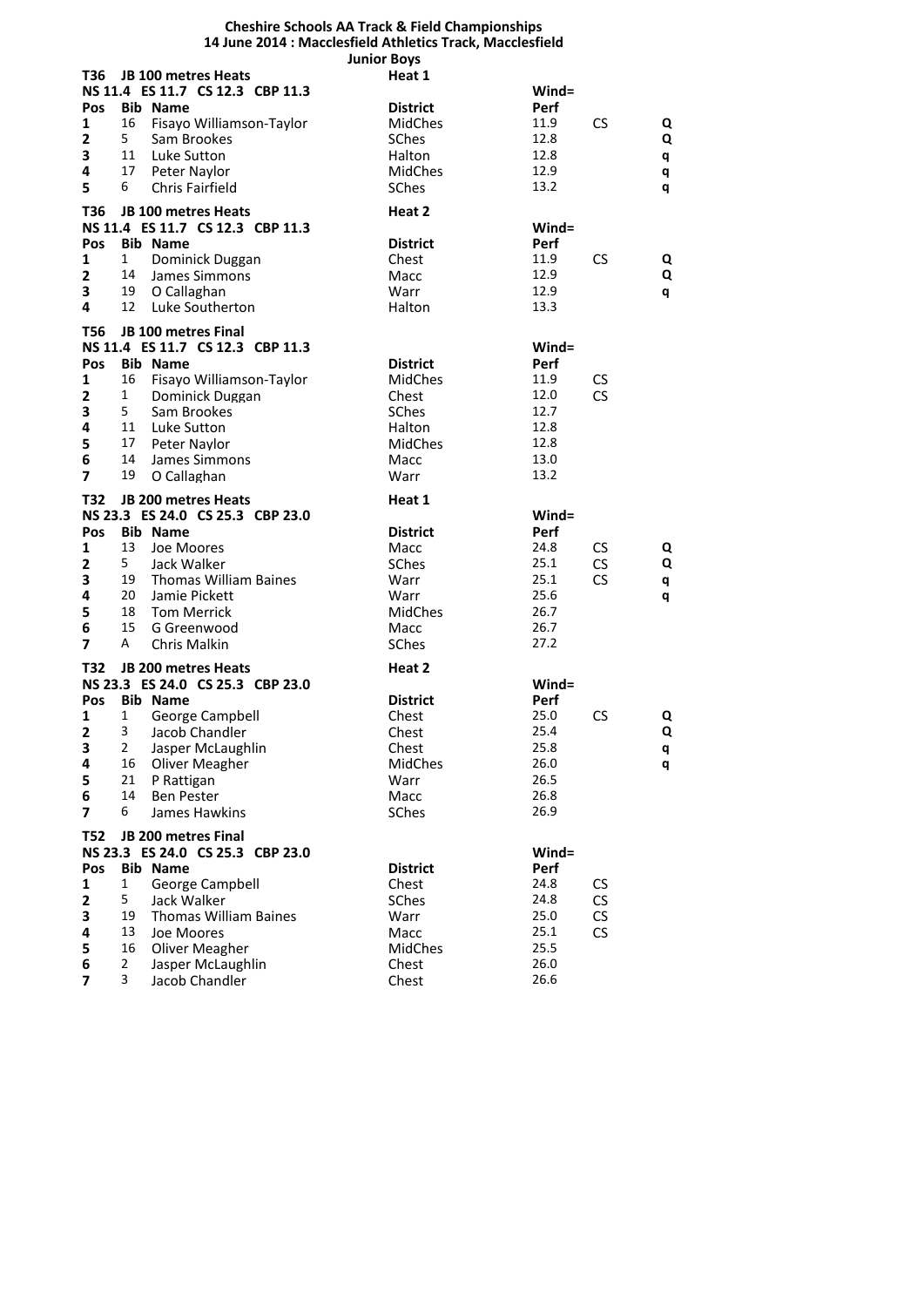**Cheshire Schools AA Track & Field Championships**
**14 June 2014 : Macclesfield Athletics Track, Macclesfield**
**Junior Boys**

**T36 JB 100 metres Heats** — **Heat 1**

**NS 11.4 ES 11.7 CS 12.3 CBP 11.3** — **Wind=**

| Pos | Bib | Name | District | Perf | | |
|---|---|---|---|---|---|---|
| 1 | 16 | Fisayo Williamson-Taylor | MidChes | 11.9 | CS | Q |
| 2 | 5 | Sam Brookes | SChes | 12.8 | | Q |
| 3 | 11 | Luke Sutton | Halton | 12.8 | | q |
| 4 | 17 | Peter Naylor | MidChes | 12.9 | | q |
| 5 | 6 | Chris Fairfield | SChes | 13.2 | | q |

**T36 JB 100 metres Heats** — **Heat 2**

**NS 11.4 ES 11.7 CS 12.3 CBP 11.3** — **Wind=**

| Pos | Bib | Name | District | Perf | | |
|---|---|---|---|---|---|---|
| 1 | 1 | Dominick Duggan | Chest | 11.9 | CS | Q |
| 2 | 14 | James Simmons | Macc | 12.9 | | Q |
| 3 | 19 | O Callaghan | Warr | 12.9 | | q |
| 4 | 12 | Luke Southerton | Halton | 13.3 | | |

**T56 JB 100 metres Final**

**NS 11.4 ES 11.7 CS 12.3 CBP 11.3** — **Wind=**

| Pos | Bib | Name | District | Perf | |
|---|---|---|---|---|---|
| 1 | 16 | Fisayo Williamson-Taylor | MidChes | 11.9 | CS |
| 2 | 1 | Dominick Duggan | Chest | 12.0 | CS |
| 3 | 5 | Sam Brookes | SChes | 12.7 | |
| 4 | 11 | Luke Sutton | Halton | 12.8 | |
| 5 | 17 | Peter Naylor | MidChes | 12.8 | |
| 6 | 14 | James Simmons | Macc | 13.0 | |
| 7 | 19 | O Callaghan | Warr | 13.2 | |

**T32 JB 200 metres Heats** — **Heat 1**

**NS 23.3 ES 24.0 CS 25.3 CBP 23.0** — **Wind=**

| Pos | Bib | Name | District | Perf | | |
|---|---|---|---|---|---|---|
| 1 | 13 | Joe Moores | Macc | 24.8 | CS | Q |
| 2 | 5 | Jack Walker | SChes | 25.1 | CS | Q |
| 3 | 19 | Thomas William Baines | Warr | 25.1 | CS | q |
| 4 | 20 | Jamie Pickett | Warr | 25.6 | | q |
| 5 | 18 | Tom Merrick | MidChes | 26.7 | | |
| 6 | 15 | G Greenwood | Macc | 26.7 | | |
| 7 | A | Chris Malkin | SChes | 27.2 | | |

**T32 JB 200 metres Heats** — **Heat 2**

**NS 23.3 ES 24.0 CS 25.3 CBP 23.0** — **Wind=**

| Pos | Bib | Name | District | Perf | | |
|---|---|---|---|---|---|---|
| 1 | 1 | George Campbell | Chest | 25.0 | CS | Q |
| 2 | 3 | Jacob Chandler | Chest | 25.4 | | Q |
| 3 | 2 | Jasper McLaughlin | Chest | 25.8 | | q |
| 4 | 16 | Oliver Meagher | MidChes | 26.0 | | q |
| 5 | 21 | P Rattigan | Warr | 26.5 | | |
| 6 | 14 | Ben Pester | Macc | 26.8 | | |
| 7 | 6 | James Hawkins | SChes | 26.9 | | |

**T52 JB 200 metres Final**

**NS 23.3 ES 24.0 CS 25.3 CBP 23.0** — **Wind=**

| Pos | Bib | Name | District | Perf | |
|---|---|---|---|---|---|
| 1 | 1 | George Campbell | Chest | 24.8 | CS |
| 2 | 5 | Jack Walker | SChes | 24.8 | CS |
| 3 | 19 | Thomas William Baines | Warr | 25.0 | CS |
| 4 | 13 | Joe Moores | Macc | 25.1 | CS |
| 5 | 16 | Oliver Meagher | MidChes | 25.5 | |
| 6 | 2 | Jasper McLaughlin | Chest | 26.0 | |
| 7 | 3 | Jacob Chandler | Chest | 26.6 | |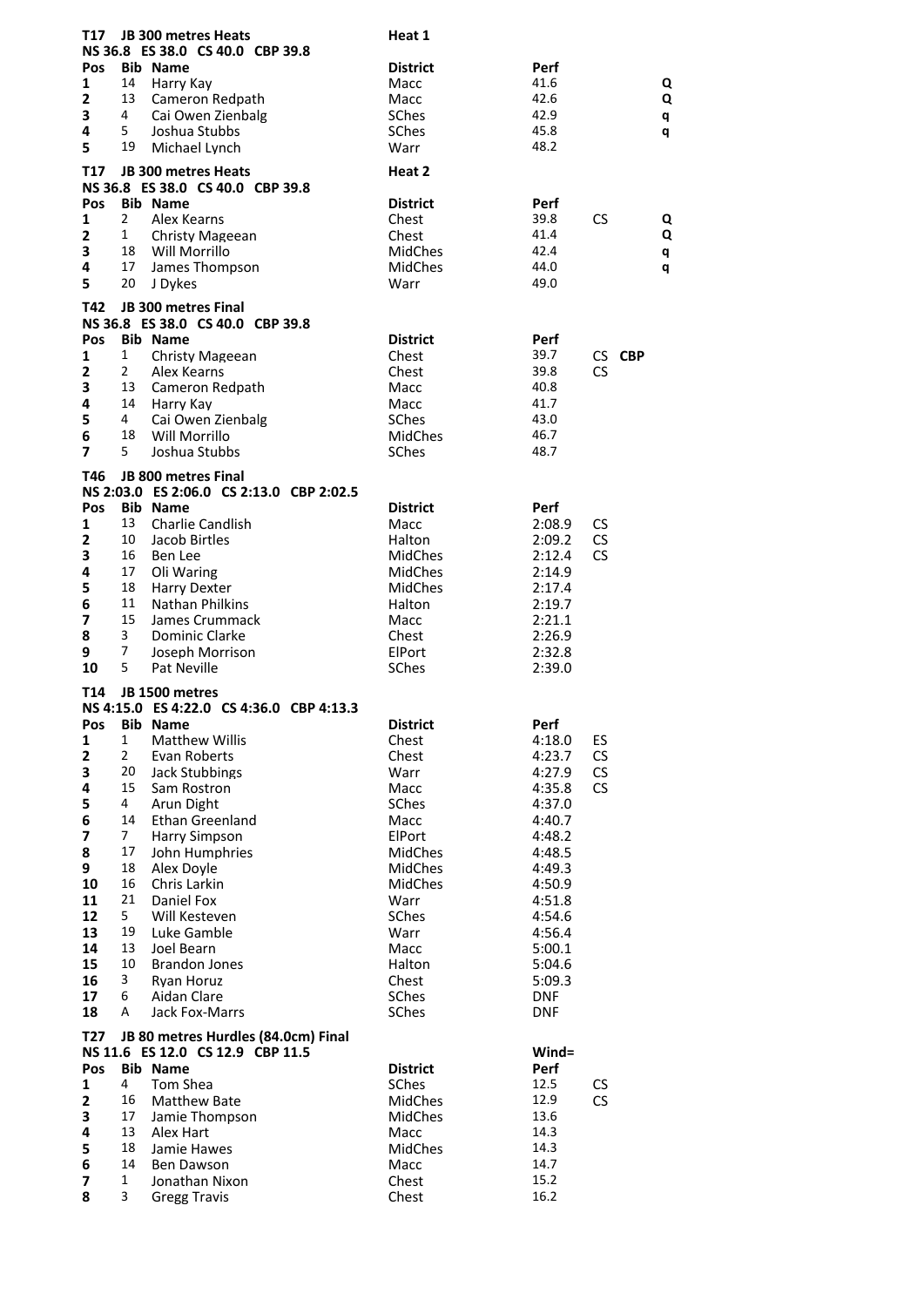### T17 JB 300 metres Heats — Heat 1

NS 36.8 ES 38.0 CS 40.0 CBP 39.8

| Pos | Bib | Name | District | Perf | | |
|---|---|---|---|---|---|---|
| 1 | 14 | Harry Kay | Macc | 41.6 | | Q |
| 2 | 13 | Cameron Redpath | Macc | 42.6 | | Q |
| 3 | 4 | Cai Owen Zienbalg | SChes | 42.9 | | q |
| 4 | 5 | Joshua Stubbs | SChes | 45.8 | | q |
| 5 | 19 | Michael Lynch | Warr | 48.2 | | |

### T17 JB 300 metres Heats — Heat 2

NS 36.8 ES 38.0 CS 40.0 CBP 39.8

| Pos | Bib | Name | District | Perf | | |
|---|---|---|---|---|---|---|
| 1 | 2 | Alex Kearns | Chest | 39.8 | CS | Q |
| 2 | 1 | Christy Mageean | Chest | 41.4 | | Q |
| 3 | 18 | Will Morrillo | MidChes | 42.4 | | q |
| 4 | 17 | James Thompson | MidChes | 44.0 | | q |
| 5 | 20 | J Dykes | Warr | 49.0 | | |

### T42 JB 300 metres Final

NS 36.8 ES 38.0 CS 40.0 CBP 39.8

| Pos | Bib | Name | District | Perf | | |
|---|---|---|---|---|---|---|
| 1 | 1 | Christy Mageean | Chest | 39.7 | CS | **CBP** |
| 2 | 2 | Alex Kearns | Chest | 39.8 | CS | |
| 3 | 13 | Cameron Redpath | Macc | 40.8 | | |
| 4 | 14 | Harry Kay | Macc | 41.7 | | |
| 5 | 4 | Cai Owen Zienbalg | SChes | 43.0 | | |
| 6 | 18 | Will Morrillo | MidChes | 46.7 | | |
| 7 | 5 | Joshua Stubbs | SChes | 48.7 | | |

### T46 JB 800 metres Final

NS 2:03.0 ES 2:06.0 CS 2:13.0 CBP 2:02.5

| Pos | Bib | Name | District | Perf | |
|---|---|---|---|---|---|
| 1 | 13 | Charlie Candlish | Macc | 2:08.9 | CS |
| 2 | 10 | Jacob Birtles | Halton | 2:09.2 | CS |
| 3 | 16 | Ben Lee | MidChes | 2:12.4 | CS |
| 4 | 17 | Oli Waring | MidChes | 2:14.9 | |
| 5 | 18 | Harry Dexter | MidChes | 2:17.4 | |
| 6 | 11 | Nathan Philkins | Halton | 2:19.7 | |
| 7 | 15 | James Crummack | Macc | 2:21.1 | |
| 8 | 3 | Dominic Clarke | Chest | 2:26.9 | |
| 9 | 7 | Joseph Morrison | ElPort | 2:32.8 | |
| 10 | 5 | Pat Neville | SChes | 2:39.0 | |

### T14 JB 1500 metres

NS 4:15.0 ES 4:22.0 CS 4:36.0 CBP 4:13.3

| Pos | Bib | Name | District | Perf | |
|---|---|---|---|---|---|
| 1 | 1 | Matthew Willis | Chest | 4:18.0 | ES |
| 2 | 2 | Evan Roberts | Chest | 4:23.7 | CS |
| 3 | 20 | Jack Stubbings | Warr | 4:27.9 | CS |
| 4 | 15 | Sam Rostron | Macc | 4:35.8 | CS |
| 5 | 4 | Arun Dight | SChes | 4:37.0 | |
| 6 | 14 | Ethan Greenland | Macc | 4:40.7 | |
| 7 | 7 | Harry Simpson | ElPort | 4:48.2 | |
| 8 | 17 | John Humphries | MidChes | 4:48.5 | |
| 9 | 18 | Alex Doyle | MidChes | 4:49.3 | |
| 10 | 16 | Chris Larkin | MidChes | 4:50.9 | |
| 11 | 21 | Daniel Fox | Warr | 4:51.8 | |
| 12 | 5 | Will Kesteven | SChes | 4:54.6 | |
| 13 | 19 | Luke Gamble | Warr | 4:56.4 | |
| 14 | 13 | Joel Bearn | Macc | 5:00.1 | |
| 15 | 10 | Brandon Jones | Halton | 5:04.6 | |
| 16 | 3 | Ryan Horuz | Chest | 5:09.3 | |
| 17 | 6 | Aidan Clare | SChes | DNF | |
| 18 | A | Jack Fox-Marrs | SChes | DNF | |

### T27 JB 80 metres Hurdles (84.0cm) Final

NS 11.6 ES 12.0 CS 12.9 CBP 11.5

Wind=

| Pos | Bib | Name | District | Perf | |
|---|---|---|---|---|---|
| 1 | 4 | Tom Shea | SChes | 12.5 | CS |
| 2 | 16 | Matthew Bate | MidChes | 12.9 | CS |
| 3 | 17 | Jamie Thompson | MidChes | 13.6 | |
| 4 | 13 | Alex Hart | Macc | 14.3 | |
| 5 | 18 | Jamie Hawes | MidChes | 14.3 | |
| 6 | 14 | Ben Dawson | Macc | 14.7 | |
| 7 | 1 | Jonathan Nixon | Chest | 15.2 | |
| 8 | 3 | Gregg Travis | Chest | 16.2 | |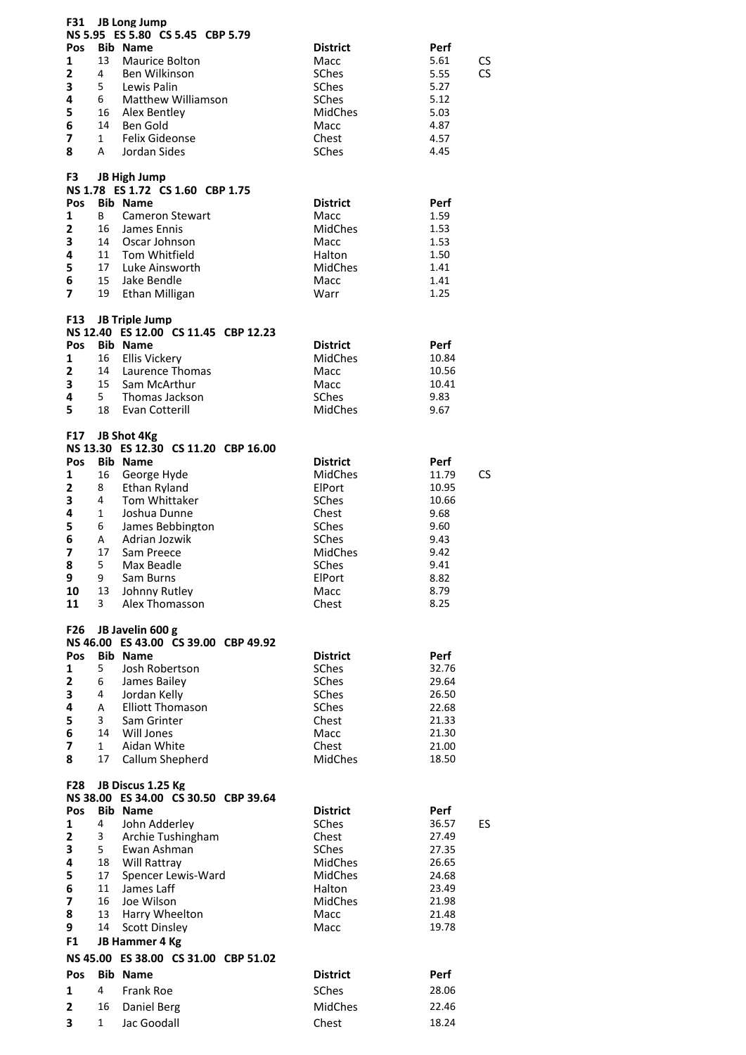### F31 JB Long Jump

**NS 5.95 ES 5.80 CS 5.45 CBP 5.79**

| Pos | Bib | Name | District | Perf | |
|---|---|---|---|---|---|
| 1 | 13 | Maurice Bolton | Macc | 5.61 | CS |
| 2 | 4 | Ben Wilkinson | SChes | 5.55 | CS |
| 3 | 5 | Lewis Palin | SChes | 5.27 | |
| 4 | 6 | Matthew Williamson | SChes | 5.12 | |
| 5 | 16 | Alex Bentley | MidChes | 5.03 | |
| 6 | 14 | Ben Gold | Macc | 4.87 | |
| 7 | 1 | Felix Gideonse | Chest | 4.57 | |
| 8 | A | Jordan Sides | SChes | 4.45 | |

### F3 JB High Jump

**NS 1.78 ES 1.72 CS 1.60 CBP 1.75**

| Pos | Bib | Name | District | Perf |
|---|---|---|---|---|
| 1 | B | Cameron Stewart | Macc | 1.59 |
| 2 | 16 | James Ennis | MidChes | 1.53 |
| 3 | 14 | Oscar Johnson | Macc | 1.53 |
| 4 | 11 | Tom Whitfield | Halton | 1.50 |
| 5 | 17 | Luke Ainsworth | MidChes | 1.41 |
| 6 | 15 | Jake Bendle | Macc | 1.41 |
| 7 | 19 | Ethan Milligan | Warr | 1.25 |

### F13 JB Triple Jump

**NS 12.40 ES 12.00 CS 11.45 CBP 12.23**

| Pos | Bib | Name | District | Perf |
|---|---|---|---|---|
| 1 | 16 | Ellis Vickery | MidChes | 10.84 |
| 2 | 14 | Laurence Thomas | Macc | 10.56 |
| 3 | 15 | Sam McArthur | Macc | 10.41 |
| 4 | 5 | Thomas Jackson | SChes | 9.83 |
| 5 | 18 | Evan Cotterill | MidChes | 9.67 |

### F17 JB Shot 4Kg

**NS 13.30 ES 12.30 CS 11.20 CBP 16.00**

| Pos | Bib | Name | District | Perf | |
|---|---|---|---|---|---|
| 1 | 16 | George Hyde | MidChes | 11.79 | CS |
| 2 | 8 | Ethan Ryland | ElPort | 10.95 | |
| 3 | 4 | Tom Whittaker | SChes | 10.66 | |
| 4 | 1 | Joshua Dunne | Chest | 9.68 | |
| 5 | 6 | James Bebbington | SChes | 9.60 | |
| 6 | A | Adrian Jozwik | SChes | 9.43 | |
| 7 | 17 | Sam Preece | MidChes | 9.42 | |
| 8 | 5 | Max Beadle | SChes | 9.41 | |
| 9 | 9 | Sam Burns | ElPort | 8.82 | |
| 10 | 13 | Johnny Rutley | Macc | 8.79 | |
| 11 | 3 | Alex Thomasson | Chest | 8.25 | |

### F26 JB Javelin 600 g

**NS 46.00 ES 43.00 CS 39.00 CBP 49.92**

| Pos | Bib | Name | District | Perf |
|---|---|---|---|---|
| 1 | 5 | Josh Robertson | SChes | 32.76 |
| 2 | 6 | James Bailey | SChes | 29.64 |
| 3 | 4 | Jordan Kelly | SChes | 26.50 |
| 4 | A | Elliott Thomason | SChes | 22.68 |
| 5 | 3 | Sam Grinter | Chest | 21.33 |
| 6 | 14 | Will Jones | Macc | 21.30 |
| 7 | 1 | Aidan White | Chest | 21.00 |
| 8 | 17 | Callum Shepherd | MidChes | 18.50 |

### F28 JB Discus 1.25 Kg

**NS 38.00 ES 34.00 CS 30.50 CBP 39.64**

| Pos | Bib | Name | District | Perf | |
|---|---|---|---|---|---|
| 1 | 4 | John Adderley | SChes | 36.57 | ES |
| 2 | 3 | Archie Tushingham | Chest | 27.49 | |
| 3 | 5 | Ewan Ashman | SChes | 27.35 | |
| 4 | 18 | Will Rattray | MidChes | 26.65 | |
| 5 | 17 | Spencer Lewis-Ward | MidChes | 24.68 | |
| 6 | 11 | James Laff | Halton | 23.49 | |
| 7 | 16 | Joe Wilson | MidChes | 21.98 | |
| 8 | 13 | Harry Wheelton | Macc | 21.48 | |
| 9 | 14 | Scott Dinsley | Macc | 19.78 | |

### F1 JB Hammer 4 Kg

**NS 45.00 ES 38.00 CS 31.00 CBP 51.02**

| Pos | Bib | Name | District | Perf |
|---|---|---|---|---|
| 1 | 4 | Frank Roe | SChes | 28.06 |
| 2 | 16 | Daniel Berg | MidChes | 22.46 |
| 3 | 1 | Jac Goodall | Chest | 18.24 |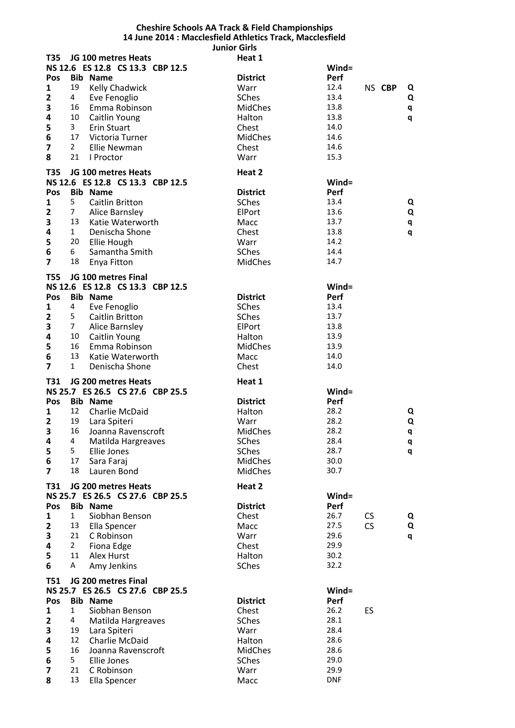**Cheshire Schools AA Track & Field Championships**
**14 June 2014 : Macclesfield Athletics Track, Macclesfield**
**Junior Girls**

**T35 JG 100 metres Heats** — **Heat 1**
**NS 12.6 ES 12.8 CS 13.3 CBP 12.5** — **Wind=**

| Pos | Bib | Name | District | Perf | | |
|---|---|---|---|---|---|---|
| 1 | 19 | Kelly Chadwick | Warr | 12.4 | NS **CBP** | Q |
| 2 | 4 | Eve Fenoglio | SChes | 13.4 | | Q |
| 3 | 16 | Emma Robinson | MidChes | 13.8 | | q |
| 4 | 10 | Caitlin Young | Halton | 13.8 | | q |
| 5 | 3 | Erin Stuart | Chest | 14.0 | | |
| 6 | 17 | Victoria Turner | MidChes | 14.6 | | |
| 7 | 2 | Ellie Newman | Chest | 14.6 | | |
| 8 | 21 | I Proctor | Warr | 15.3 | | |

**T35 JG 100 metres Heats** — **Heat 2**
**NS 12.6 ES 12.8 CS 13.3 CBP 12.5** — **Wind=**

| Pos | Bib | Name | District | Perf | | |
|---|---|---|---|---|---|---|
| 1 | 5 | Caitlin Britton | SChes | 13.4 | | Q |
| 2 | 7 | Alice Barnsley | ElPort | 13.6 | | Q |
| 3 | 13 | Katie Waterworth | Macc | 13.7 | | q |
| 4 | 1 | Denischa Shone | Chest | 13.8 | | q |
| 5 | 20 | Ellie Hough | Warr | 14.2 | | |
| 6 | 6 | Samantha Smith | SChes | 14.4 | | |
| 7 | 18 | Enya Fitton | MidChes | 14.7 | | |

**T55 JG 100 metres Final**
**NS 12.6 ES 12.8 CS 13.3 CBP 12.5** — **Wind=**

| Pos | Bib | Name | District | Perf |
|---|---|---|---|---|
| 1 | 4 | Eve Fenoglio | SChes | 13.4 |
| 2 | 5 | Caitlin Britton | SChes | 13.7 |
| 3 | 7 | Alice Barnsley | ElPort | 13.8 |
| 4 | 10 | Caitlin Young | Halton | 13.9 |
| 5 | 16 | Emma Robinson | MidChes | 13.9 |
| 6 | 13 | Katie Waterworth | Macc | 14.0 |
| 7 | 1 | Denischa Shone | Chest | 14.0 |

**T31 JG 200 metres Heats** — **Heat 1**
**NS 25.7 ES 26.5 CS 27.6 CBP 25.5** — **Wind=**

| Pos | Bib | Name | District | Perf | | |
|---|---|---|---|---|---|---|
| 1 | 12 | Charlie McDaid | Halton | 28.2 | | Q |
| 2 | 19 | Lara Spiteri | Warr | 28.2 | | Q |
| 3 | 16 | Joanna Ravenscroft | MidChes | 28.2 | | q |
| 4 | 4 | Matilda Hargreaves | SChes | 28.4 | | q |
| 5 | 5 | Ellie Jones | SChes | 28.7 | | q |
| 6 | 17 | Sara Faraj | MidChes | 30.0 | | |
| 7 | 18 | Lauren Bond | MidChes | 30.7 | | |

**T31 JG 200 metres Heats** — **Heat 2**
**NS 25.7 ES 26.5 CS 27.6 CBP 25.5** — **Wind=**

| Pos | Bib | Name | District | Perf | | |
|---|---|---|---|---|---|---|
| 1 | 1 | Siobhan Benson | Chest | 26.7 | CS | Q |
| 2 | 13 | Ella Spencer | Macc | 27.5 | CS | Q |
| 3 | 21 | C Robinson | Warr | 29.6 | | q |
| 4 | 2 | Fiona Edge | Chest | 29.9 | | |
| 5 | 11 | Alex Hurst | Halton | 30.2 | | |
| 6 | A | Amy Jenkins | SChes | 32.2 | | |

**T51 JG 200 metres Final**
**NS 25.7 ES 26.5 CS 27.6 CBP 25.5** — **Wind=**

| Pos | Bib | Name | District | Perf | |
|---|---|---|---|---|---|
| 1 | 1 | Siobhan Benson | Chest | 26.2 | ES |
| 2 | 4 | Matilda Hargreaves | SChes | 28.1 | |
| 3 | 19 | Lara Spiteri | Warr | 28.4 | |
| 4 | 12 | Charlie McDaid | Halton | 28.6 | |
| 5 | 16 | Joanna Ravenscroft | MidChes | 28.6 | |
| 6 | 5 | Ellie Jones | SChes | 29.0 | |
| 7 | 21 | C Robinson | Warr | 29.9 | |
| 8 | 13 | Ella Spencer | Macc | DNF | |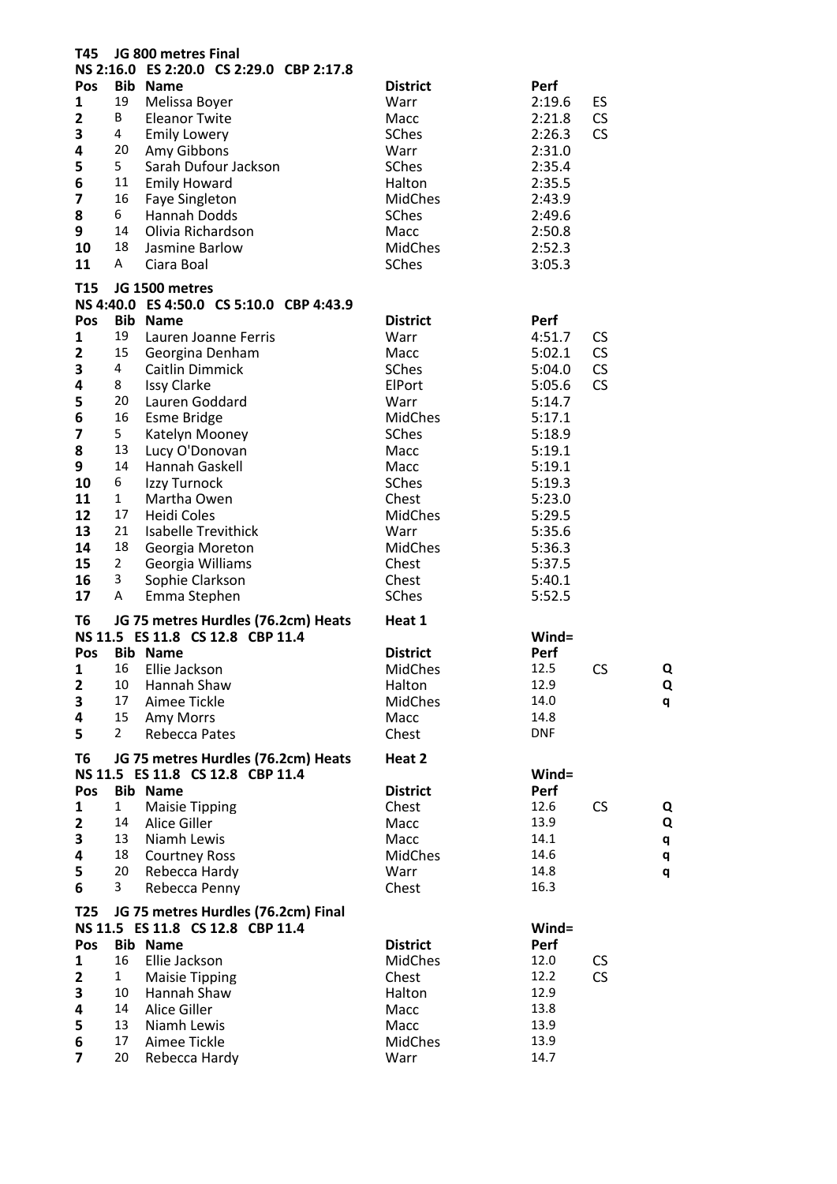**T45 JG 800 metres Final**

**NS 2:16.0 ES 2:20.0 CS 2:29.0 CBP 2:17.8**

| Pos | Bib | Name | District | Perf | |
|---|---|---|---|---|---|
| 1 | 19 | Melissa Boyer | Warr | 2:19.6 | ES |
| 2 | B | Eleanor Twite | Macc | 2:21.8 | CS |
| 3 | 4 | Emily Lowery | SChes | 2:26.3 | CS |
| 4 | 20 | Amy Gibbons | Warr | 2:31.0 | |
| 5 | 5 | Sarah Dufour Jackson | SChes | 2:35.4 | |
| 6 | 11 | Emily Howard | Halton | 2:35.5 | |
| 7 | 16 | Faye Singleton | MidChes | 2:43.9 | |
| 8 | 6 | Hannah Dodds | SChes | 2:49.6 | |
| 9 | 14 | Olivia Richardson | Macc | 2:50.8 | |
| 10 | 18 | Jasmine Barlow | MidChes | 2:52.3 | |
| 11 | A | Ciara Boal | SChes | 3:05.3 | |

**T15 JG 1500 metres**

**NS 4:40.0 ES 4:50.0 CS 5:10.0 CBP 4:43.9**

| Pos | Bib | Name | District | Perf | |
|---|---|---|---|---|---|
| 1 | 19 | Lauren Joanne Ferris | Warr | 4:51.7 | CS |
| 2 | 15 | Georgina Denham | Macc | 5:02.1 | CS |
| 3 | 4 | Caitlin Dimmick | SChes | 5:04.0 | CS |
| 4 | 8 | Issy Clarke | ElPort | 5:05.6 | CS |
| 5 | 20 | Lauren Goddard | Warr | 5:14.7 | |
| 6 | 16 | Esme Bridge | MidChes | 5:17.1 | |
| 7 | 5 | Katelyn Mooney | SChes | 5:18.9 | |
| 8 | 13 | Lucy O'Donovan | Macc | 5:19.1 | |
| 9 | 14 | Hannah Gaskell | Macc | 5:19.1 | |
| 10 | 6 | Izzy Turnock | SChes | 5:19.3 | |
| 11 | 1 | Martha Owen | Chest | 5:23.0 | |
| 12 | 17 | Heidi Coles | MidChes | 5:29.5 | |
| 13 | 21 | Isabelle Trevithick | Warr | 5:35.6 | |
| 14 | 18 | Georgia Moreton | MidChes | 5:36.3 | |
| 15 | 2 | Georgia Williams | Chest | 5:37.5 | |
| 16 | 3 | Sophie Clarkson | Chest | 5:40.1 | |
| 17 | A | Emma Stephen | SChes | 5:52.5 | |

**T6 JG 75 metres Hurdles (76.2cm) Heats — Heat 1**

**NS 11.5 ES 11.8 CS 12.8 CBP 11.4** — Wind=

| Pos | Bib | Name | District | Perf | | |
|---|---|---|---|---|---|---|
| 1 | 16 | Ellie Jackson | MidChes | 12.5 | CS | Q |
| 2 | 10 | Hannah Shaw | Halton | 12.9 | | Q |
| 3 | 17 | Aimee Tickle | MidChes | 14.0 | | q |
| 4 | 15 | Amy Morrs | Macc | 14.8 | | |
| 5 | 2 | Rebecca Pates | Chest | DNF | | |

**T6 JG 75 metres Hurdles (76.2cm) Heats — Heat 2**

**NS 11.5 ES 11.8 CS 12.8 CBP 11.4** — Wind=

| Pos | Bib | Name | District | Perf | | |
|---|---|---|---|---|---|---|
| 1 | 1 | Maisie Tipping | Chest | 12.6 | CS | Q |
| 2 | 14 | Alice Giller | Macc | 13.9 | | Q |
| 3 | 13 | Niamh Lewis | Macc | 14.1 | | q |
| 4 | 18 | Courtney Ross | MidChes | 14.6 | | q |
| 5 | 20 | Rebecca Hardy | Warr | 14.8 | | q |
| 6 | 3 | Rebecca Penny | Chest | 16.3 | | |

**T25 JG 75 metres Hurdles (76.2cm) Final**

**NS 11.5 ES 11.8 CS 12.8 CBP 11.4** — Wind=

| Pos | Bib | Name | District | Perf | |
|---|---|---|---|---|---|
| 1 | 16 | Ellie Jackson | MidChes | 12.0 | CS |
| 2 | 1 | Maisie Tipping | Chest | 12.2 | CS |
| 3 | 10 | Hannah Shaw | Halton | 12.9 | |
| 4 | 14 | Alice Giller | Macc | 13.8 | |
| 5 | 13 | Niamh Lewis | Macc | 13.9 | |
| 6 | 17 | Aimee Tickle | MidChes | 13.9 | |
| 7 | 20 | Rebecca Hardy | Warr | 14.7 | |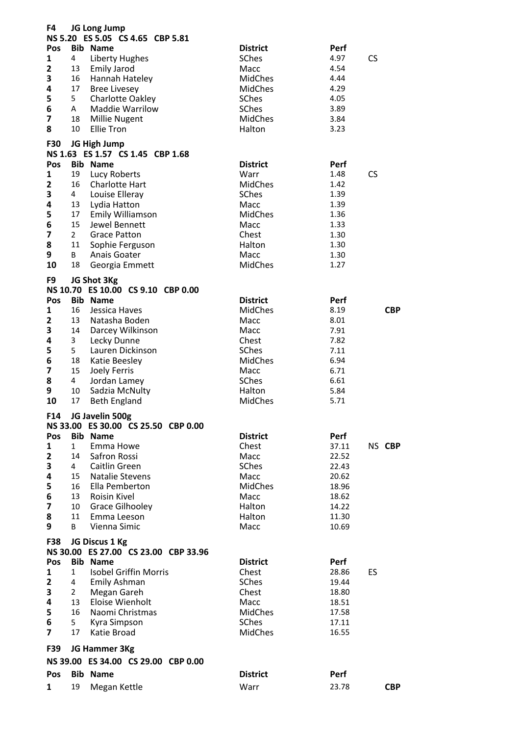**F4 JG Long Jump**

**NS 5.20 ES 5.05 CS 4.65 CBP 5.81**

| Pos | Bib | Name | District | Perf | | |
|---|---|---|---|---|---|---|
| 1 | 4 | Liberty Hughes | SChes | 4.97 | CS | |
| 2 | 13 | Emily Jarod | Macc | 4.54 | | |
| 3 | 16 | Hannah Hateley | MidChes | 4.44 | | |
| 4 | 17 | Bree Livesey | MidChes | 4.29 | | |
| 5 | 5 | Charlotte Oakley | SChes | 4.05 | | |
| 6 | A | Maddie Warrilow | SChes | 3.89 | | |
| 7 | 18 | Millie Nugent | MidChes | 3.84 | | |
| 8 | 10 | Ellie Tron | Halton | 3.23 | | |

**F30 JG High Jump**

**NS 1.63 ES 1.57 CS 1.45 CBP 1.68**

| Pos | Bib | Name | District | Perf | | |
|---|---|---|---|---|---|---|
| 1 | 19 | Lucy Roberts | Warr | 1.48 | CS | |
| 2 | 16 | Charlotte Hart | MidChes | 1.42 | | |
| 3 | 4 | Louise Elleray | SChes | 1.39 | | |
| 4 | 13 | Lydia Hatton | Macc | 1.39 | | |
| 5 | 17 | Emily Williamson | MidChes | 1.36 | | |
| 6 | 15 | Jewel Bennett | Macc | 1.33 | | |
| 7 | 2 | Grace Patton | Chest | 1.30 | | |
| 8 | 11 | Sophie Ferguson | Halton | 1.30 | | |
| 9 | B | Anais Goater | Macc | 1.30 | | |
| 10 | 18 | Georgia Emmett | MidChes | 1.27 | | |

**F9 JG Shot 3Kg**

**NS 10.70 ES 10.00 CS 9.10 CBP 0.00**

| Pos | Bib | Name | District | Perf | | |
|---|---|---|---|---|---|---|
| 1 | 16 | Jessica Haves | MidChes | 8.19 | | **CBP** |
| 2 | 13 | Natasha Boden | Macc | 8.01 | | |
| 3 | 14 | Darcey Wilkinson | Macc | 7.91 | | |
| 4 | 3 | Lecky Dunne | Chest | 7.82 | | |
| 5 | 5 | Lauren Dickinson | SChes | 7.11 | | |
| 6 | 18 | Katie Beesley | MidChes | 6.94 | | |
| 7 | 15 | Joely Ferris | Macc | 6.71 | | |
| 8 | 4 | Jordan Lamey | SChes | 6.61 | | |
| 9 | 10 | Sadzia McNulty | Halton | 5.84 | | |
| 10 | 17 | Beth England | MidChes | 5.71 | | |

**F14 JG Javelin 500g**

**NS 33.00 ES 30.00 CS 25.50 CBP 0.00**

| Pos | Bib | Name | District | Perf | | |
|---|---|---|---|---|---|---|
| 1 | 1 | Emma Howe | Chest | 37.11 | NS | **CBP** |
| 2 | 14 | Safron Rossi | Macc | 22.52 | | |
| 3 | 4 | Caitlin Green | SChes | 22.43 | | |
| 4 | 15 | Natalie Stevens | Macc | 20.62 | | |
| 5 | 16 | Ella Pemberton | MidChes | 18.96 | | |
| 6 | 13 | Roisin Kivel | Macc | 18.62 | | |
| 7 | 10 | Grace Gilhooley | Halton | 14.22 | | |
| 8 | 11 | Emma Leeson | Halton | 11.30 | | |
| 9 | B | Vienna Simic | Macc | 10.69 | | |

**F38 JG Discus 1 Kg**

**NS 30.00 ES 27.00 CS 23.00 CBP 33.96**

| Pos | Bib | Name | District | Perf | | |
|---|---|---|---|---|---|---|
| 1 | 1 | Isobel Griffin Morris | Chest | 28.86 | ES | |
| 2 | 4 | Emily Ashman | SChes | 19.44 | | |
| 3 | 2 | Megan Gareh | Chest | 18.80 | | |
| 4 | 13 | Eloise Wienholt | Macc | 18.51 | | |
| 5 | 16 | Naomi Christmas | MidChes | 17.58 | | |
| 6 | 5 | Kyra Simpson | SChes | 17.11 | | |
| 7 | 17 | Katie Broad | MidChes | 16.55 | | |

**F39 JG Hammer 3Kg**

**NS 39.00 ES 34.00 CS 29.00 CBP 0.00**

| Pos | Bib | Name | District | Perf | | |
|---|---|---|---|---|---|---|
| 1 | 19 | Megan Kettle | Warr | 23.78 | | **CBP** |